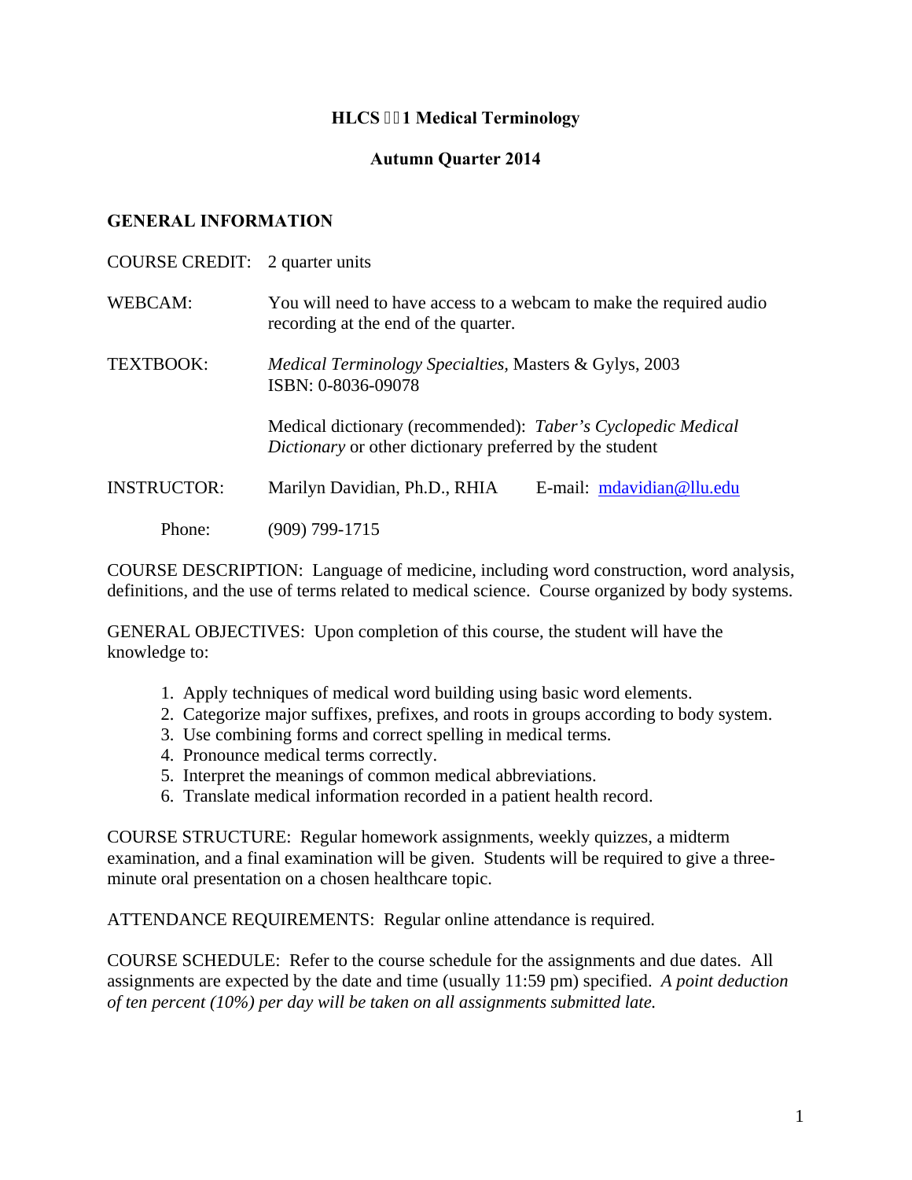# HLCS ▯▯1 Medical Terminology

## Autumn Quarter 2014

### GENERAL INFORMATION

COURSE CREDIT: 2 quarter units

WEBCAM: You will need to have access to a webcam to make the required audio recording at the end of the quarter.

TEXTBOOK: *Medical Terminology Specialties*, Masters & Gylys, 2003
ISBN: 0-8036-09078

Medical dictionary (recommended): *Taber's Cyclopedic Medical Dictionary* or other dictionary preferred by the student

INSTRUCTOR: Marilyn Davidian, Ph.D., RHIA E-mail: mdavidian@llu.edu

Phone: (909) 799-1715

COURSE DESCRIPTION: Language of medicine, including word construction, word analysis, definitions, and the use of terms related to medical science. Course organized by body systems.

GENERAL OBJECTIVES: Upon completion of this course, the student will have the knowledge to:

1. Apply techniques of medical word building using basic word elements.
2. Categorize major suffixes, prefixes, and roots in groups according to body system.
3. Use combining forms and correct spelling in medical terms.
4. Pronounce medical terms correctly.
5. Interpret the meanings of common medical abbreviations.
6. Translate medical information recorded in a patient health record.

COURSE STRUCTURE: Regular homework assignments, weekly quizzes, a midterm examination, and a final examination will be given. Students will be required to give a three-minute oral presentation on a chosen healthcare topic.

ATTENDANCE REQUIREMENTS: Regular online attendance is required.

COURSE SCHEDULE: Refer to the course schedule for the assignments and due dates. All assignments are expected by the date and time (usually 11:59 pm) specified. *A point deduction of ten percent (10%) per day will be taken on all assignments submitted late.*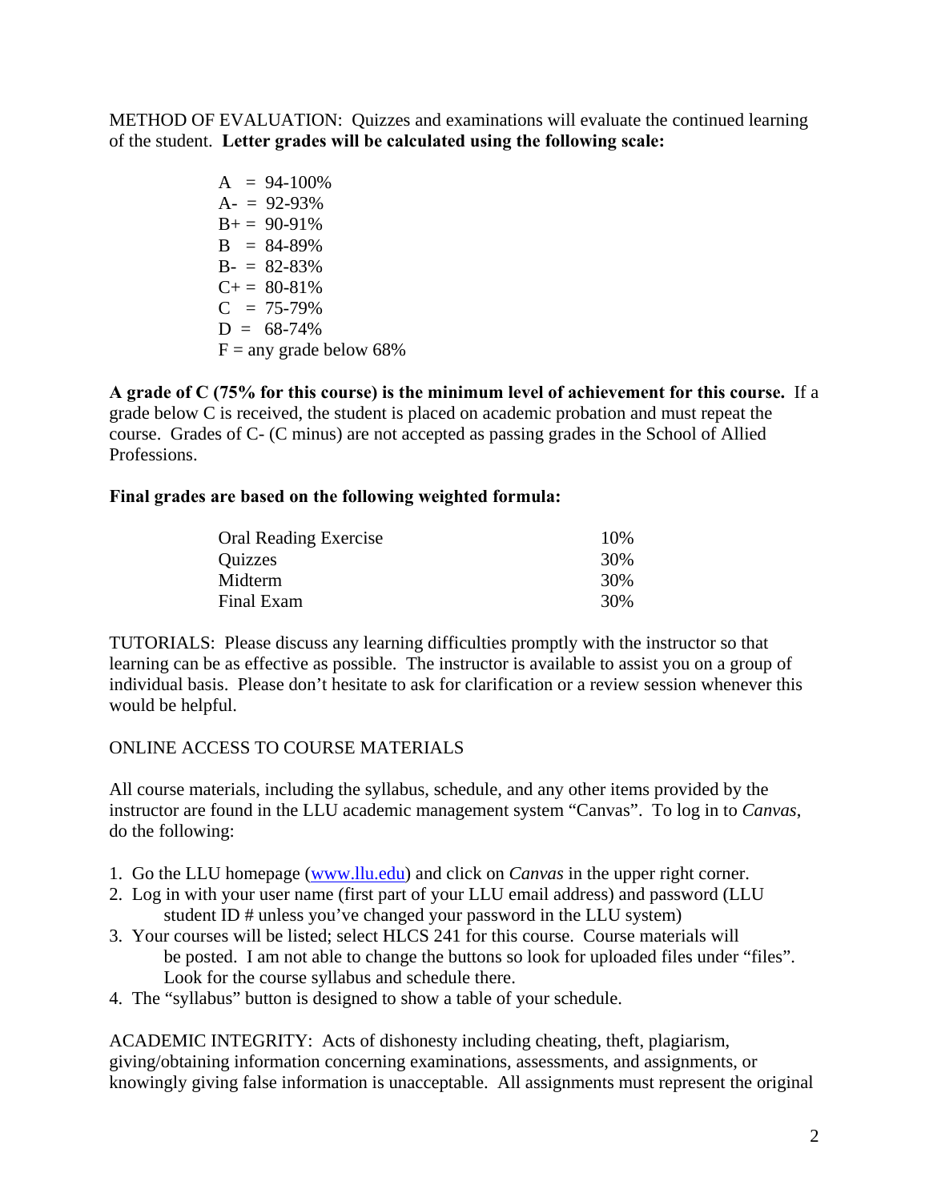METHOD OF EVALUATION: Quizzes and examinations will evaluate the continued learning of the student. **Letter grades will be calculated using the following scale:**

A = 94-100%
A- = 92-93%
B+ = 90-91%
B = 84-89%
B- = 82-83%
C+ = 80-81%
C = 75-79%
D = 68-74%
F = any grade below 68%

**A grade of C (75% for this course) is the minimum level of achievement for this course.** If a grade below C is received, the student is placed on academic probation and must repeat the course. Grades of C- (C minus) are not accepted as passing grades in the School of Allied Professions.

**Final grades are based on the following weighted formula:**

| Component | Weight |
|---|---|
| Oral Reading Exercise | 10% |
| Quizzes | 30% |
| Midterm | 30% |
| Final Exam | 30% |

TUTORIALS: Please discuss any learning difficulties promptly with the instructor so that learning can be as effective as possible. The instructor is available to assist you on a group of individual basis. Please don't hesitate to ask for clarification or a review session whenever this would be helpful.

ONLINE ACCESS TO COURSE MATERIALS

All course materials, including the syllabus, schedule, and any other items provided by the instructor are found in the LLU academic management system "Canvas". To log in to *Canvas*, do the following:

1. Go the LLU homepage ([www.llu.edu](http://www.llu.edu)) and click on *Canvas* in the upper right corner.
2. Log in with your user name (first part of your LLU email address) and password (LLU student ID # unless you've changed your password in the LLU system)
3. Your courses will be listed; select HLCS 241 for this course. Course materials will be posted. I am not able to change the buttons so look for uploaded files under "files". Look for the course syllabus and schedule there.
4. The "syllabus" button is designed to show a table of your schedule.

ACADEMIC INTEGRITY: Acts of dishonesty including cheating, theft, plagiarism, giving/obtaining information concerning examinations, assessments, and assignments, or knowingly giving false information is unacceptable. All assignments must represent the original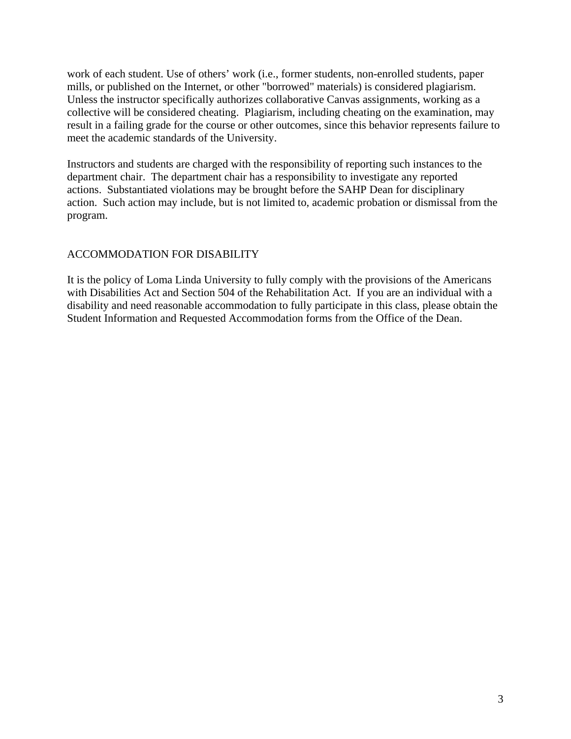work of each student. Use of others' work (i.e., former students, non-enrolled students, paper mills, or published on the Internet, or other "borrowed" materials) is considered plagiarism. Unless the instructor specifically authorizes collaborative Canvas assignments, working as a collective will be considered cheating. Plagiarism, including cheating on the examination, may result in a failing grade for the course or other outcomes, since this behavior represents failure to meet the academic standards of the University.

Instructors and students are charged with the responsibility of reporting such instances to the department chair. The department chair has a responsibility to investigate any reported actions. Substantiated violations may be brought before the SAHP Dean for disciplinary action. Such action may include, but is not limited to, academic probation or dismissal from the program.

## ACCOMMODATION FOR DISABILITY

It is the policy of Loma Linda University to fully comply with the provisions of the Americans with Disabilities Act and Section 504 of the Rehabilitation Act. If you are an individual with a disability and need reasonable accommodation to fully participate in this class, please obtain the Student Information and Requested Accommodation forms from the Office of the Dean.